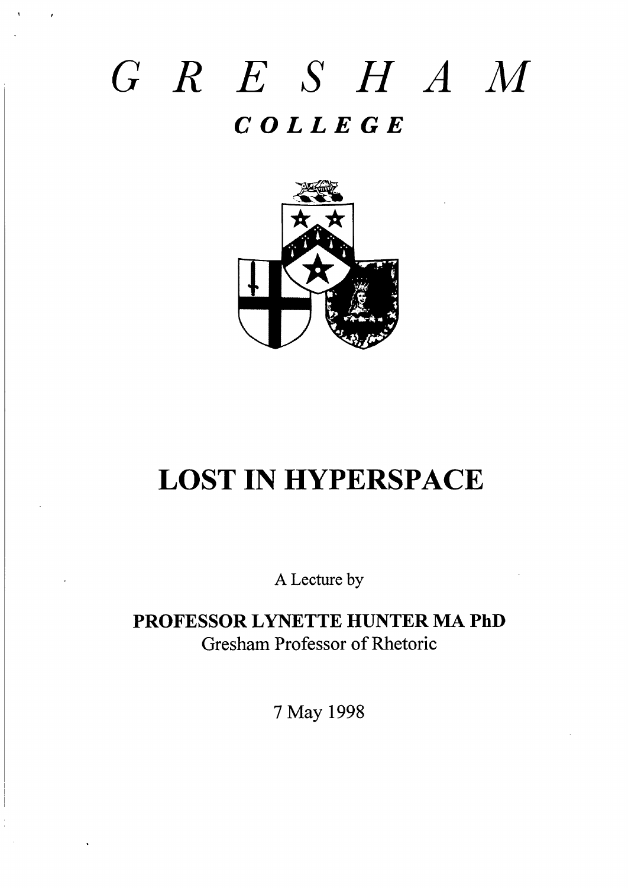# GRESHAM

## COLLEGE

# LOST IN HYPERSPACE

A Lecture by

**PROFESSOR LYNETTE HUNTER MA PhD**
Gresham Professor of Rhetoric

7 May 1998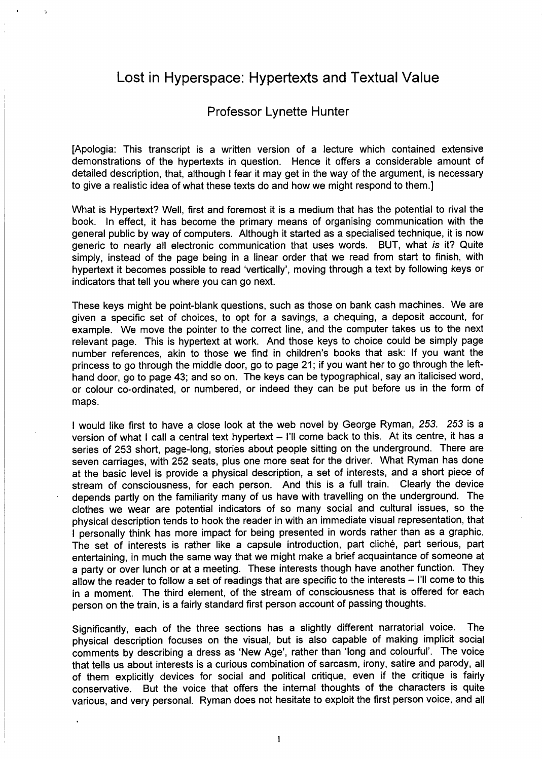# Lost in Hyperspace: Hypertexts and Textual Value

## Professor Lynette Hunter

[Apologia: This transcript is a written version of a lecture which contained extensive demonstrations of the hypertexts in question. Hence it offers a considerable amount of detailed description, that, although I fear it may get in the way of the argument, is necessary to give a realistic idea of what these texts do and how we might respond to them.]

What is Hypertext? Well, first and foremost it is a medium that has the potential to rival the book. In effect, it has become the primary means of organising communication with the general public by way of computers. Although it started as a specialised technique, it is now generic to nearly all electronic communication that uses words. BUT, what *is* it? Quite simply, instead of the page being in a linear order that we read from start to finish, with hypertext it becomes possible to read 'vertically', moving through a text by following keys or indicators that tell you where you can go next.

These keys might be point-blank questions, such as those on bank cash machines. We are given a specific set of choices, to opt for a savings, a chequing, a deposit account, for example. We move the pointer to the correct line, and the computer takes us to the next relevant page. This is hypertext at work. And those keys to choice could be simply page number references, akin to those we find in children's books that ask: If you want the princess to go through the middle door, go to page 21; if you want her to go through the left-hand door, go to page 43; and so on. The keys can be typographical, say an italicised word, or colour co-ordinated, or numbered, or indeed they can be put before us in the form of maps.

I would like first to have a close look at the web novel by George Ryman, *253*. *253* is a version of what I call a central text hypertext – I'll come back to this. At its centre, it has a series of 253 short, page-long, stories about people sitting on the underground. There are seven carriages, with 252 seats, plus one more seat for the driver. What Ryman has done at the basic level is provide a physical description, a set of interests, and a short piece of stream of consciousness, for each person. And this is a full train. Clearly the device depends partly on the familiarity many of us have with travelling on the underground. The clothes we wear are potential indicators of so many social and cultural issues, so the physical description tends to hook the reader in with an immediate visual representation, that I personally think has more impact for being presented in words rather than as a graphic. The set of interests is rather like a capsule introduction, part cliché, part serious, part entertaining, in much the same way that we might make a brief acquaintance of someone at a party or over lunch or at a meeting. These interests though have another function. They allow the reader to follow a set of readings that are specific to the interests – I'll come to this in a moment. The third element, of the stream of consciousness that is offered for each person on the train, is a fairly standard first person account of passing thoughts.

Significantly, each of the three sections has a slightly different narratorial voice. The physical description focuses on the visual, but is also capable of making implicit social comments by describing a dress as 'New Age', rather than 'long and colourful'. The voice that tells us about interests is a curious combination of sarcasm, irony, satire and parody, all of them explicitly devices for social and political critique, even if the critique is fairly conservative. But the voice that offers the internal thoughts of the characters is quite various, and very personal. Ryman does not hesitate to exploit the first person voice, and all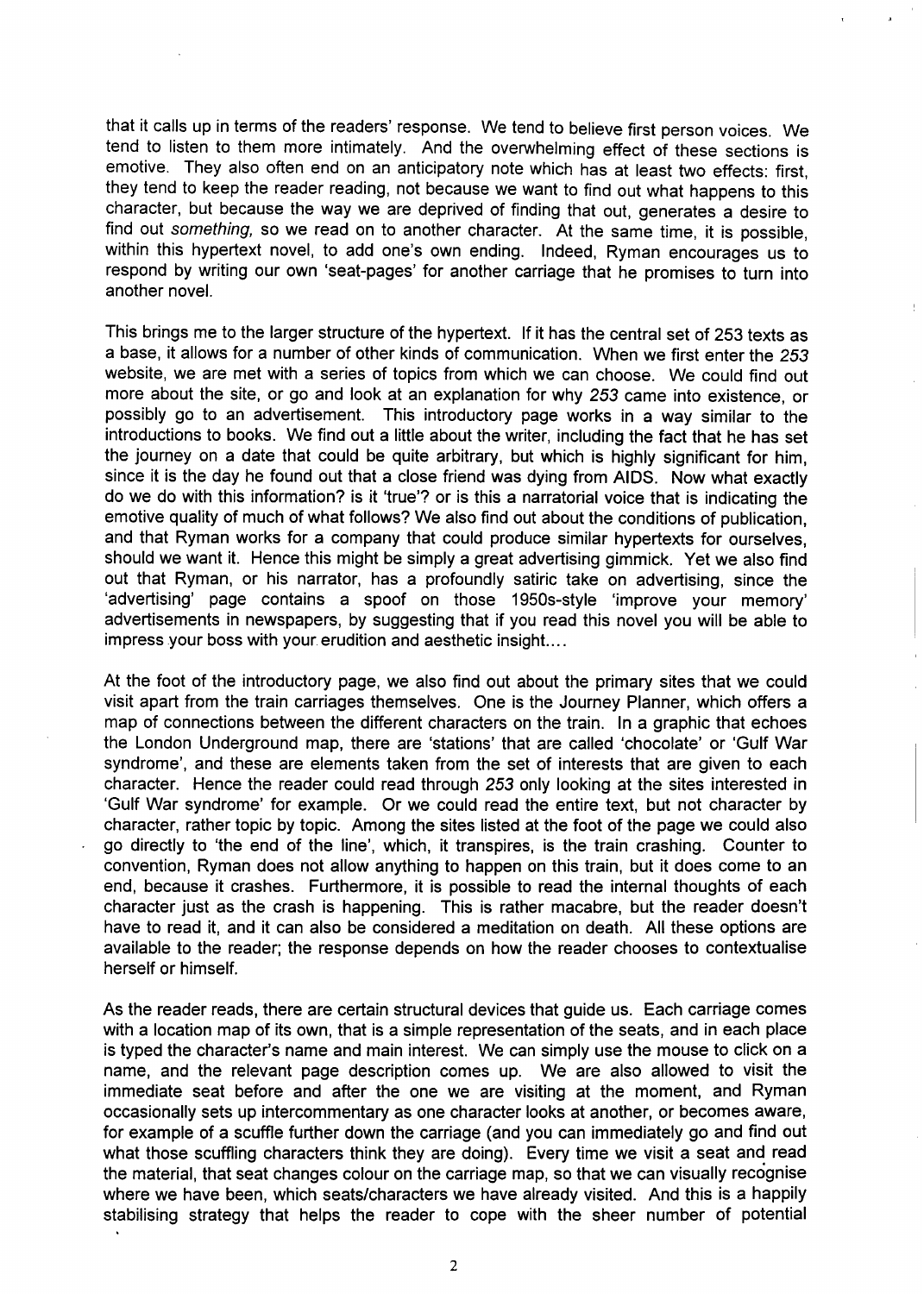that it calls up in terms of the readers' response. We tend to believe first person voices. We tend to listen to them more intimately. And the overwhelming effect of these sections is emotive. They also often end on an anticipatory note which has at least two effects: first, they tend to keep the reader reading, not because we want to find out what happens to this character, but because the way we are deprived of finding that out, generates a desire to find out *something,* so we read on to another character. At the same time, it is possible, within this hypertext novel, to add one's own ending. Indeed, Ryman encourages us to respond by writing our own 'seat-pages' for another carriage that he promises to turn into another novel.

This brings me to the larger structure of the hypertext. If it has the central set of 253 texts as a base, it allows for a number of other kinds of communication. When we first enter the *253* website, we are met with a series of topics from which we can choose. We could find out more about the site, or go and look at an explanation for why *253* came into existence, or possibly go to an advertisement. This introductory page works in a way similar to the introductions to books. We find out a little about the writer, including the fact that he has set the journey on a date that could be quite arbitrary, but which is highly significant for him, since it is the day he found out that a close friend was dying from AIDS. Now what exactly do we do with this information? is it 'true'? or is this a narratorial voice that is indicating the emotive quality of much of what follows? We also find out about the conditions of publication, and that Ryman works for a company that could produce similar hypertexts for ourselves, should we want it. Hence this might be simply a great advertising gimmick. Yet we also find out that Ryman, or his narrator, has a profoundly satiric take on advertising, since the 'advertising' page contains a spoof on those 1950s-style 'improve your memory' advertisements in newspapers, by suggesting that if you read this novel you will be able to impress your boss with your erudition and aesthetic insight....

At the foot of the introductory page, we also find out about the primary sites that we could visit apart from the train carriages themselves. One is the Journey Planner, which offers a map of connections between the different characters on the train. In a graphic that echoes the London Underground map, there are 'stations' that are called 'chocolate' or 'Gulf War syndrome', and these are elements taken from the set of interests that are given to each character. Hence the reader could read through *253* only looking at the sites interested in 'Gulf War syndrome' for example. Or we could read the entire text, but not character by character, rather topic by topic. Among the sites listed at the foot of the page we could also go directly to 'the end of the line', which, it transpires, is the train crashing. Counter to convention, Ryman does not allow anything to happen on this train, but it does come to an end, because it crashes. Furthermore, it is possible to read the internal thoughts of each character just as the crash is happening. This is rather macabre, but the reader doesn't have to read it, and it can also be considered a meditation on death. All these options are available to the reader; the response depends on how the reader chooses to contextualise herself or himself.

As the reader reads, there are certain structural devices that guide us. Each carriage comes with a location map of its own, that is a simple representation of the seats, and in each place is typed the character's name and main interest. We can simply use the mouse to click on a name, and the relevant page description comes up. We are also allowed to visit the immediate seat before and after the one we are visiting at the moment, and Ryman occasionally sets up intercommentary as one character looks at another, or becomes aware, for example of a scuffle further down the carriage (and you can immediately go and find out what those scuffling characters think they are doing). Every time we visit a seat and read the material, that seat changes colour on the carriage map, so that we can visually recognise where we have been, which seats/characters we have already visited. And this is a happily stabilising strategy that helps the reader to cope with the sheer number of potential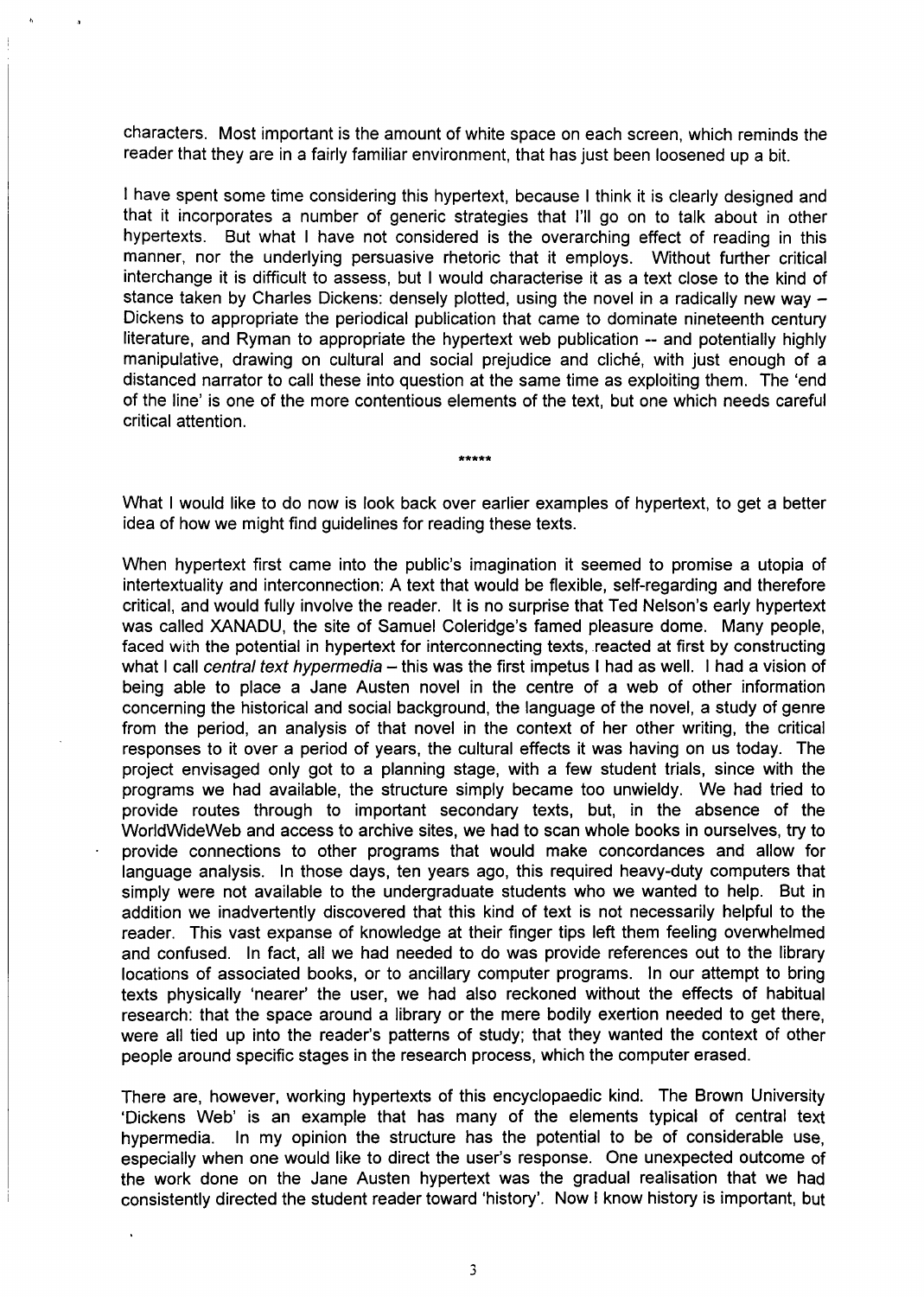characters. Most important is the amount of white space on each screen, which reminds the reader that they are in a fairly familiar environment, that has just been loosened up a bit.

I have spent some time considering this hypertext, because I think it is clearly designed and that it incorporates a number of generic strategies that I'll go on to talk about in other hypertexts. But what I have not considered is the overarching effect of reading in this manner, nor the underlying persuasive rhetoric that it employs. Without further critical interchange it is difficult to assess, but I would characterise it as a text close to the kind of stance taken by Charles Dickens: densely plotted, using the novel in a radically new way – Dickens to appropriate the periodical publication that came to dominate nineteenth century literature, and Ryman to appropriate the hypertext web publication -- and potentially highly manipulative, drawing on cultural and social prejudice and cliché, with just enough of a distanced narrator to call these into question at the same time as exploiting them. The 'end of the line' is one of the more contentious elements of the text, but one which needs careful critical attention.

*****

What I would like to do now is look back over earlier examples of hypertext, to get a better idea of how we might find guidelines for reading these texts.

When hypertext first came into the public's imagination it seemed to promise a utopia of intertextuality and interconnection: A text that would be flexible, self-regarding and therefore critical, and would fully involve the reader. It is no surprise that Ted Nelson's early hypertext was called XANADU, the site of Samuel Coleridge's famed pleasure dome. Many people, faced with the potential in hypertext for interconnecting texts, reacted at first by constructing what I call *central text hypermedia* – this was the first impetus I had as well. I had a vision of being able to place a Jane Austen novel in the centre of a web of other information concerning the historical and social background, the language of the novel, a study of genre from the period, an analysis of that novel in the context of her other writing, the critical responses to it over a period of years, the cultural effects it was having on us today. The project envisaged only got to a planning stage, with a few student trials, since with the programs we had available, the structure simply became too unwieldy. We had tried to provide routes through to important secondary texts, but, in the absence of the WorldWideWeb and access to archive sites, we had to scan whole books in ourselves, try to provide connections to other programs that would make concordances and allow for language analysis. In those days, ten years ago, this required heavy-duty computers that simply were not available to the undergraduate students who we wanted to help. But in addition we inadvertently discovered that this kind of text is not necessarily helpful to the reader. This vast expanse of knowledge at their finger tips left them feeling overwhelmed and confused. In fact, all we had needed to do was provide references out to the library locations of associated books, or to ancillary computer programs. In our attempt to bring texts physically 'nearer' the user, we had also reckoned without the effects of habitual research: that the space around a library or the mere bodily exertion needed to get there, were all tied up into the reader's patterns of study; that they wanted the context of other people around specific stages in the research process, which the computer erased.

There are, however, working hypertexts of this encyclopaedic kind. The Brown University 'Dickens Web' is an example that has many of the elements typical of central text hypermedia. In my opinion the structure has the potential to be of considerable use, especially when one would like to direct the user's response. One unexpected outcome of the work done on the Jane Austen hypertext was the gradual realisation that we had consistently directed the student reader toward 'history'. Now I know history is important, but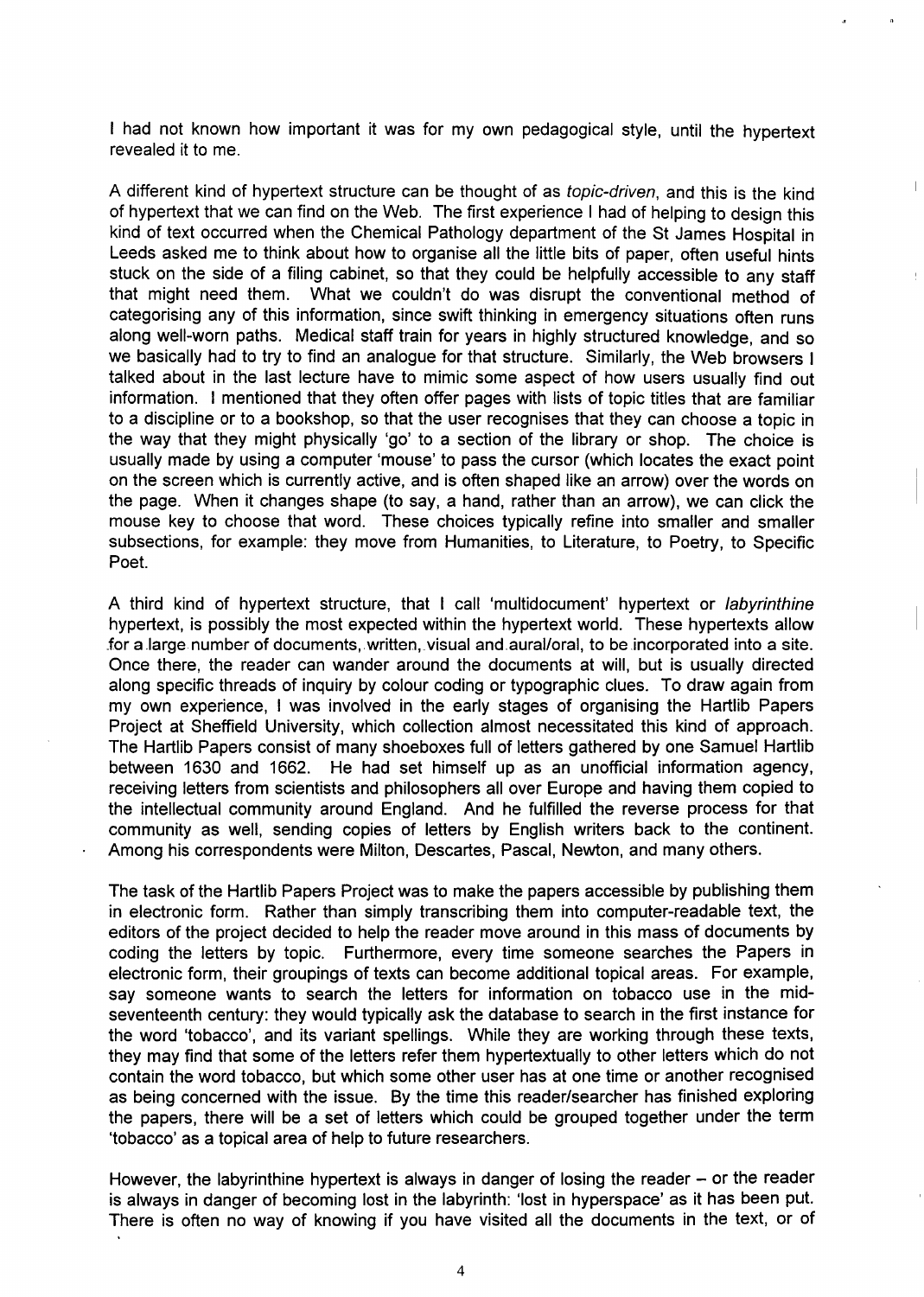I had not known how important it was for my own pedagogical style, until the hypertext revealed it to me.

A different kind of hypertext structure can be thought of as *topic-driven*, and this is the kind of hypertext that we can find on the Web. The first experience I had of helping to design this kind of text occurred when the Chemical Pathology department of the St James Hospital in Leeds asked me to think about how to organise all the little bits of paper, often useful hints stuck on the side of a filing cabinet, so that they could be helpfully accessible to any staff that might need them. What we couldn't do was disrupt the conventional method of categorising any of this information, since swift thinking in emergency situations often runs along well-worn paths. Medical staff train for years in highly structured knowledge, and so we basically had to try to find an analogue for that structure. Similarly, the Web browsers I talked about in the last lecture have to mimic some aspect of how users usually find out information. I mentioned that they often offer pages with lists of topic titles that are familiar to a discipline or to a bookshop, so that the user recognises that they can choose a topic in the way that they might physically 'go' to a section of the library or shop. The choice is usually made by using a computer 'mouse' to pass the cursor (which locates the exact point on the screen which is currently active, and is often shaped like an arrow) over the words on the page. When it changes shape (to say, a hand, rather than an arrow), we can click the mouse key to choose that word. These choices typically refine into smaller and smaller subsections, for example: they move from Humanities, to Literature, to Poetry, to Specific Poet.

A third kind of hypertext structure, that I call 'multidocument' hypertext or *labyrinthine* hypertext, is possibly the most expected within the hypertext world. These hypertexts allow for a large number of documents, written, visual and aural/oral, to be incorporated into a site. Once there, the reader can wander around the documents at will, but is usually directed along specific threads of inquiry by colour coding or typographic clues. To draw again from my own experience, I was involved in the early stages of organising the Hartlib Papers Project at Sheffield University, which collection almost necessitated this kind of approach. The Hartlib Papers consist of many shoeboxes full of letters gathered by one Samuel Hartlib between 1630 and 1662. He had set himself up as an unofficial information agency, receiving letters from scientists and philosophers all over Europe and having them copied to the intellectual community around England. And he fulfilled the reverse process for that community as well, sending copies of letters by English writers back to the continent. Among his correspondents were Milton, Descartes, Pascal, Newton, and many others.

The task of the Hartlib Papers Project was to make the papers accessible by publishing them in electronic form. Rather than simply transcribing them into computer-readable text, the editors of the project decided to help the reader move around in this mass of documents by coding the letters by topic. Furthermore, every time someone searches the Papers in electronic form, their groupings of texts can become additional topical areas. For example, say someone wants to search the letters for information on tobacco use in the mid-seventeenth century: they would typically ask the database to search in the first instance for the word 'tobacco', and its variant spellings. While they are working through these texts, they may find that some of the letters refer them hypertextually to other letters which do not contain the word tobacco, but which some other user has at one time or another recognised as being concerned with the issue. By the time this reader/searcher has finished exploring the papers, there will be a set of letters which could be grouped together under the term 'tobacco' as a topical area of help to future researchers.

However, the labyrinthine hypertext is always in danger of losing the reader – or the reader is always in danger of becoming lost in the labyrinth: 'lost in hyperspace' as it has been put. There is often no way of knowing if you have visited all the documents in the text, or of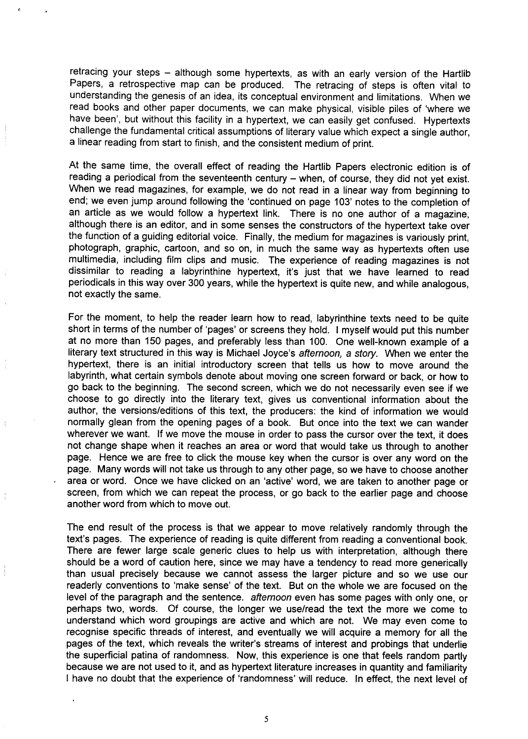retracing your steps – although some hypertexts, as with an early version of the Hartlib Papers, a retrospective map can be produced. The retracing of steps is often vital to understanding the genesis of an idea, its conceptual environment and limitations. When we read books and other paper documents, we can make physical, visible piles of 'where we have been', but without this facility in a hypertext, we can easily get confused. Hypertexts challenge the fundamental critical assumptions of literary value which expect a single author, a linear reading from start to finish, and the consistent medium of print.

At the same time, the overall effect of reading the Hartlib Papers electronic edition is of reading a periodical from the seventeenth century – when, of course, they did not yet exist. When we read magazines, for example, we do not read in a linear way from beginning to end; we even jump around following the 'continued on page 103' notes to the completion of an article as we would follow a hypertext link. There is no one author of a magazine, although there is an editor, and in some senses the constructors of the hypertext take over the function of a guiding editorial voice. Finally, the medium for magazines is variously print, photograph, graphic, cartoon, and so on, in much the same way as hypertexts often use multimedia, including film clips and music. The experience of reading magazines is not dissimilar to reading a labyrinthine hypertext, it's just that we have learned to read periodicals in this way over 300 years, while the hypertext is quite new, and while analogous, not exactly the same.

For the moment, to help the reader learn how to read, labyrinthine texts need to be quite short in terms of the number of 'pages' or screens they hold. I myself would put this number at no more than 150 pages, and preferably less than 100. One well-known example of a literary text structured in this way is Michael Joyce's *afternoon, a story*. When we enter the hypertext, there is an initial introductory screen that tells us how to move around the labyrinth, what certain symbols denote about moving one screen forward or back, or how to go back to the beginning. The second screen, which we do not necessarily even see if we choose to go directly into the literary text, gives us conventional information about the author, the versions/editions of this text, the producers: the kind of information we would normally glean from the opening pages of a book. But once into the text we can wander wherever we want. If we move the mouse in order to pass the cursor over the text, it does not change shape when it reaches an area or word that would take us through to another page. Hence we are free to click the mouse key when the cursor is over any word on the page. Many words will not take us through to any other page, so we have to choose another area or word. Once we have clicked on an 'active' word, we are taken to another page or screen, from which we can repeat the process, or go back to the earlier page and choose another word from which to move out.

The end result of the process is that we appear to move relatively randomly through the text's pages. The experience of reading is quite different from reading a conventional book. There are fewer large scale generic clues to help us with interpretation, although there should be a word of caution here, since we may have a tendency to read more generically than usual precisely because we cannot assess the larger picture and so we use our readerly conventions to 'make sense' of the text. But on the whole we are focused on the level of the paragraph and the sentence. *afternoon* even has some pages with only one, or perhaps two, words. Of course, the longer we use/read the text the more we come to understand which word groupings are active and which are not. We may even come to recognise specific threads of interest, and eventually we will acquire a memory for all the pages of the text, which reveals the writer's streams of interest and probings that underlie the superficial patina of randomness. Now, this experience is one that feels random partly because we are not used to it, and as hypertext literature increases in quantity and familiarity I have no doubt that the experience of 'randomness' will reduce. In effect, the next level of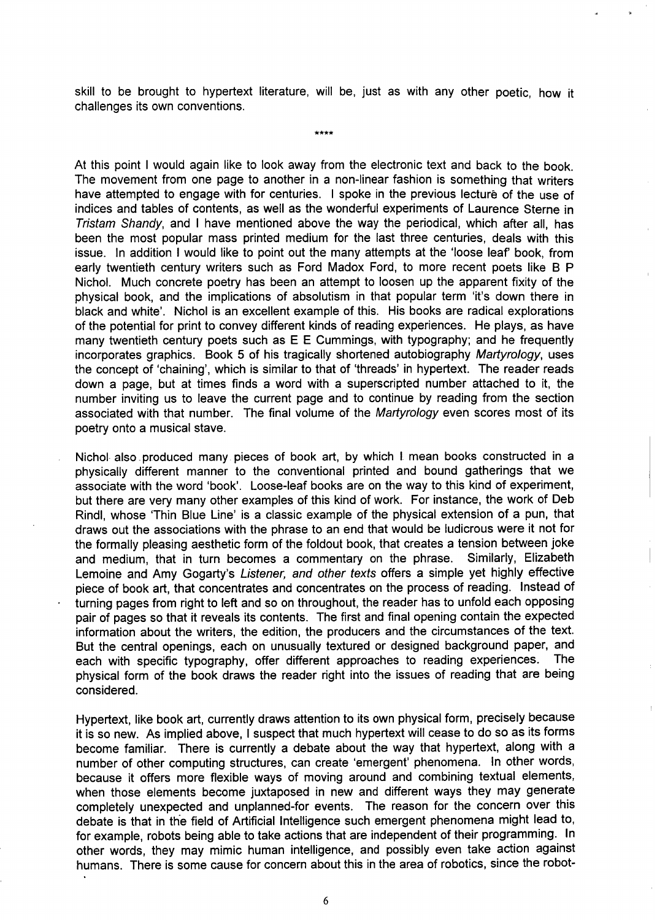skill to be brought to hypertext literature, will be, just as with any other poetic, how it challenges its own conventions.

****

At this point I would again like to look away from the electronic text and back to the book. The movement from one page to another in a non-linear fashion is something that writers have attempted to engage with for centuries. I spoke in the previous lecture of the use of indices and tables of contents, as well as the wonderful experiments of Laurence Sterne in *Tristam Shandy*, and I have mentioned above the way the periodical, which after all, has been the most popular mass printed medium for the last three centuries, deals with this issue. In addition I would like to point out the many attempts at the 'loose leaf' book, from early twentieth century writers such as Ford Madox Ford, to more recent poets like B P Nichol. Much concrete poetry has been an attempt to loosen up the apparent fixity of the physical book, and the implications of absolutism in that popular term 'it's down there in black and white'. Nichol is an excellent example of this. His books are radical explorations of the potential for print to convey different kinds of reading experiences. He plays, as have many twentieth century poets such as E E Cummings, with typography; and he frequently incorporates graphics. Book 5 of his tragically shortened autobiography *Martyrology*, uses the concept of 'chaining', which is similar to that of 'threads' in hypertext. The reader reads down a page, but at times finds a word with a superscripted number attached to it, the number inviting us to leave the current page and to continue by reading from the section associated with that number. The final volume of the *Martyrology* even scores most of its poetry onto a musical stave.

Nichol also produced many pieces of book art, by which I mean books constructed in a physically different manner to the conventional printed and bound gatherings that we associate with the word 'book'. Loose-leaf books are on the way to this kind of experiment, but there are very many other examples of this kind of work. For instance, the work of Deb Rindl, whose 'Thin Blue Line' is a classic example of the physical extension of a pun, that draws out the associations with the phrase to an end that would be ludicrous were it not for the formally pleasing aesthetic form of the foldout book, that creates a tension between joke and medium, that in turn becomes a commentary on the phrase. Similarly, Elizabeth Lemoine and Amy Gogarty's *Listener, and other texts* offers a simple yet highly effective piece of book art, that concentrates and concentrates on the process of reading. Instead of turning pages from right to left and so on throughout, the reader has to unfold each opposing pair of pages so that it reveals its contents. The first and final opening contain the expected information about the writers, the edition, the producers and the circumstances of the text. But the central openings, each on unusually textured or designed background paper, and each with specific typography, offer different approaches to reading experiences. The physical form of the book draws the reader right into the issues of reading that are being considered.

Hypertext, like book art, currently draws attention to its own physical form, precisely because it is so new. As implied above, I suspect that much hypertext will cease to do so as its forms become familiar. There is currently a debate about the way that hypertext, along with a number of other computing structures, can create 'emergent' phenomena. In other words, because it offers more flexible ways of moving around and combining textual elements, when those elements become juxtaposed in new and different ways they may generate completely unexpected and unplanned-for events. The reason for the concern over this debate is that in the field of Artificial Intelligence such emergent phenomena might lead to, for example, robots being able to take actions that are independent of their programming. In other words, they may mimic human intelligence, and possibly even take action against humans. There is some cause for concern about this in the area of robotics, since the robot-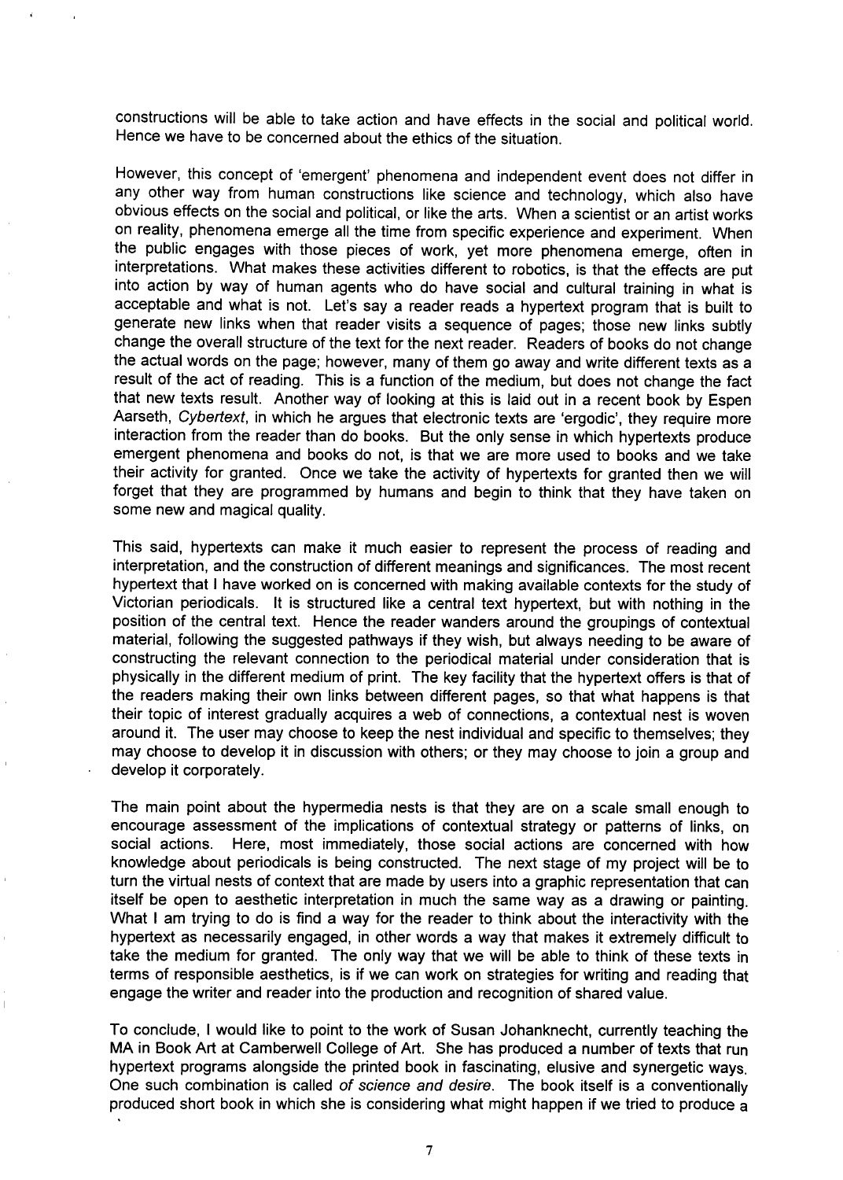constructions will be able to take action and have effects in the social and political world. Hence we have to be concerned about the ethics of the situation.

However, this concept of 'emergent' phenomena and independent event does not differ in any other way from human constructions like science and technology, which also have obvious effects on the social and political, or like the arts. When a scientist or an artist works on reality, phenomena emerge all the time from specific experience and experiment. When the public engages with those pieces of work, yet more phenomena emerge, often in interpretations. What makes these activities different to robotics, is that the effects are put into action by way of human agents who do have social and cultural training in what is acceptable and what is not. Let's say a reader reads a hypertext program that is built to generate new links when that reader visits a sequence of pages; those new links subtly change the overall structure of the text for the next reader. Readers of books do not change the actual words on the page; however, many of them go away and write different texts as a result of the act of reading. This is a function of the medium, but does not change the fact that new texts result. Another way of looking at this is laid out in a recent book by Espen Aarseth, *Cybertext*, in which he argues that electronic texts are 'ergodic', they require more interaction from the reader than do books. But the only sense in which hypertexts produce emergent phenomena and books do not, is that we are more used to books and we take their activity for granted. Once we take the activity of hypertexts for granted then we will forget that they are programmed by humans and begin to think that they have taken on some new and magical quality.

This said, hypertexts can make it much easier to represent the process of reading and interpretation, and the construction of different meanings and significances. The most recent hypertext that I have worked on is concerned with making available contexts for the study of Victorian periodicals. It is structured like a central text hypertext, but with nothing in the position of the central text. Hence the reader wanders around the groupings of contextual material, following the suggested pathways if they wish, but always needing to be aware of constructing the relevant connection to the periodical material under consideration that is physically in the different medium of print. The key facility that the hypertext offers is that of the readers making their own links between different pages, so that what happens is that their topic of interest gradually acquires a web of connections, a contextual nest is woven around it. The user may choose to keep the nest individual and specific to themselves; they may choose to develop it in discussion with others; or they may choose to join a group and develop it corporately.

The main point about the hypermedia nests is that they are on a scale small enough to encourage assessment of the implications of contextual strategy or patterns of links, on social actions. Here, most immediately, those social actions are concerned with how knowledge about periodicals is being constructed. The next stage of my project will be to turn the virtual nests of context that are made by users into a graphic representation that can itself be open to aesthetic interpretation in much the same way as a drawing or painting. What I am trying to do is find a way for the reader to think about the interactivity with the hypertext as necessarily engaged, in other words a way that makes it extremely difficult to take the medium for granted. The only way that we will be able to think of these texts in terms of responsible aesthetics, is if we can work on strategies for writing and reading that engage the writer and reader into the production and recognition of shared value.

To conclude, I would like to point to the work of Susan Johanknecht, currently teaching the MA in Book Art at Camberwell College of Art. She has produced a number of texts that run hypertext programs alongside the printed book in fascinating, elusive and synergetic ways. One such combination is called *of science and desire*. The book itself is a conventionally produced short book in which she is considering what might happen if we tried to produce a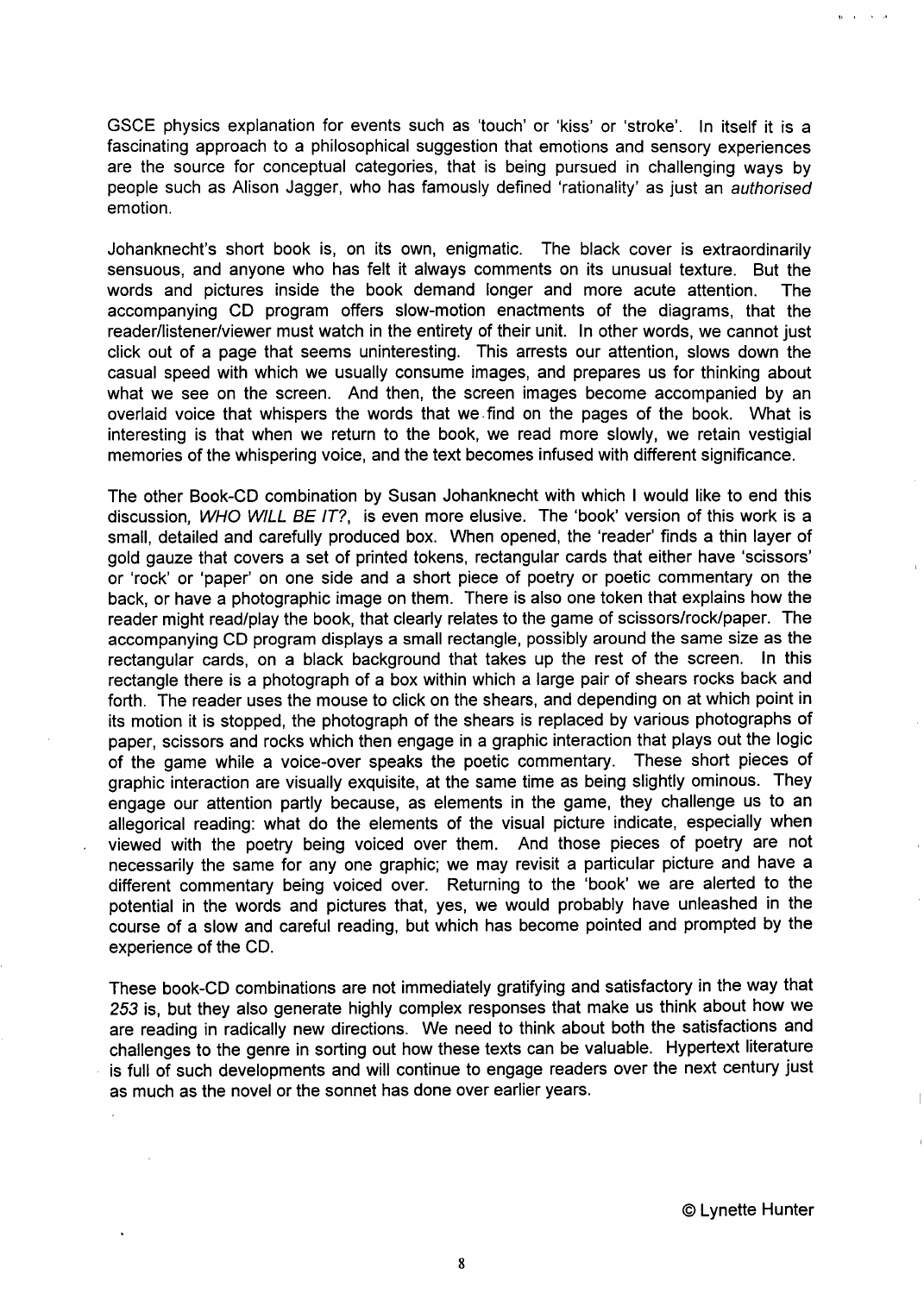GSCE physics explanation for events such as 'touch' or 'kiss' or 'stroke'. In itself it is a fascinating approach to a philosophical suggestion that emotions and sensory experiences are the source for conceptual categories, that is being pursued in challenging ways by people such as Alison Jagger, who has famously defined 'rationality' as just an *authorised* emotion.

Johanknecht's short book is, on its own, enigmatic. The black cover is extraordinarily sensuous, and anyone who has felt it always comments on its unusual texture. But the words and pictures inside the book demand longer and more acute attention. The accompanying CD program offers slow-motion enactments of the diagrams, that the reader/listener/viewer must watch in the entirety of their unit. In other words, we cannot just click out of a page that seems uninteresting. This arrests our attention, slows down the casual speed with which we usually consume images, and prepares us for thinking about what we see on the screen. And then, the screen images become accompanied by an overlaid voice that whispers the words that we find on the pages of the book. What is interesting is that when we return to the book, we read more slowly, we retain vestigial memories of the whispering voice, and the text becomes infused with different significance.

The other Book-CD combination by Susan Johanknecht with which I would like to end this discussion, *WHO WILL BE IT?*, is even more elusive. The 'book' version of this work is a small, detailed and carefully produced box. When opened, the 'reader' finds a thin layer of gold gauze that covers a set of printed tokens, rectangular cards that either have 'scissors' or 'rock' or 'paper' on one side and a short piece of poetry or poetic commentary on the back, or have a photographic image on them. There is also one token that explains how the reader might read/play the book, that clearly relates to the game of scissors/rock/paper. The accompanying CD program displays a small rectangle, possibly around the same size as the rectangular cards, on a black background that takes up the rest of the screen. In this rectangle there is a photograph of a box within which a large pair of shears rocks back and forth. The reader uses the mouse to click on the shears, and depending on at which point in its motion it is stopped, the photograph of the shears is replaced by various photographs of paper, scissors and rocks which then engage in a graphic interaction that plays out the logic of the game while a voice-over speaks the poetic commentary. These short pieces of graphic interaction are visually exquisite, at the same time as being slightly ominous. They engage our attention partly because, as elements in the game, they challenge us to an allegorical reading: what do the elements of the visual picture indicate, especially when viewed with the poetry being voiced over them. And those pieces of poetry are not necessarily the same for any one graphic; we may revisit a particular picture and have a different commentary being voiced over. Returning to the 'book' we are alerted to the potential in the words and pictures that, yes, we would probably have unleashed in the course of a slow and careful reading, but which has become pointed and prompted by the experience of the CD.

These book-CD combinations are not immediately gratifying and satisfactory in the way that *253* is, but they also generate highly complex responses that make us think about how we are reading in radically new directions. We need to think about both the satisfactions and challenges to the genre in sorting out how these texts can be valuable. Hypertext literature is full of such developments and will continue to engage readers over the next century just as much as the novel or the sonnet has done over earlier years.

© Lynette Hunter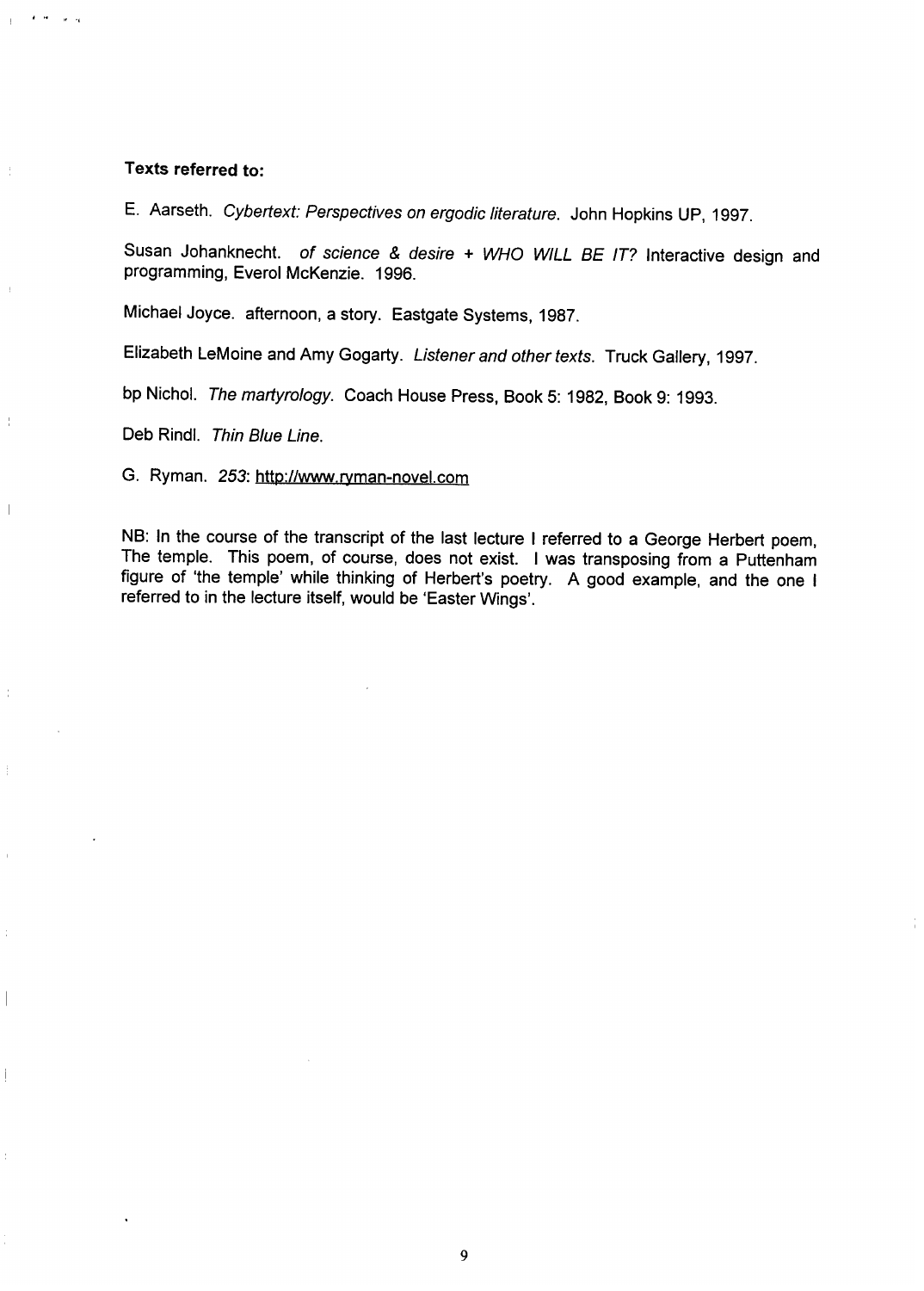**Texts referred to:**

E. Aarseth. *Cybertext: Perspectives on ergodic literature*. John Hopkins UP, 1997.

Susan Johanknecht. *of science & desire + WHO WILL BE IT?* Interactive design and programming, Everol McKenzie. 1996.

Michael Joyce. afternoon, a story. Eastgate Systems, 1987.

Elizabeth LeMoine and Amy Gogarty. *Listener and other texts*. Truck Gallery, 1997.

bp Nichol. *The martyrology*. Coach House Press, Book 5: 1982, Book 9: 1993.

Deb Rindl. *Thin Blue Line*.

G. Ryman. *253*: http://www.ryman-novel.com

NB: In the course of the transcript of the last lecture I referred to a George Herbert poem, The temple. This poem, of course, does not exist. I was transposing from a Puttenham figure of 'the temple' while thinking of Herbert's poetry. A good example, and the one I referred to in the lecture itself, would be 'Easter Wings'.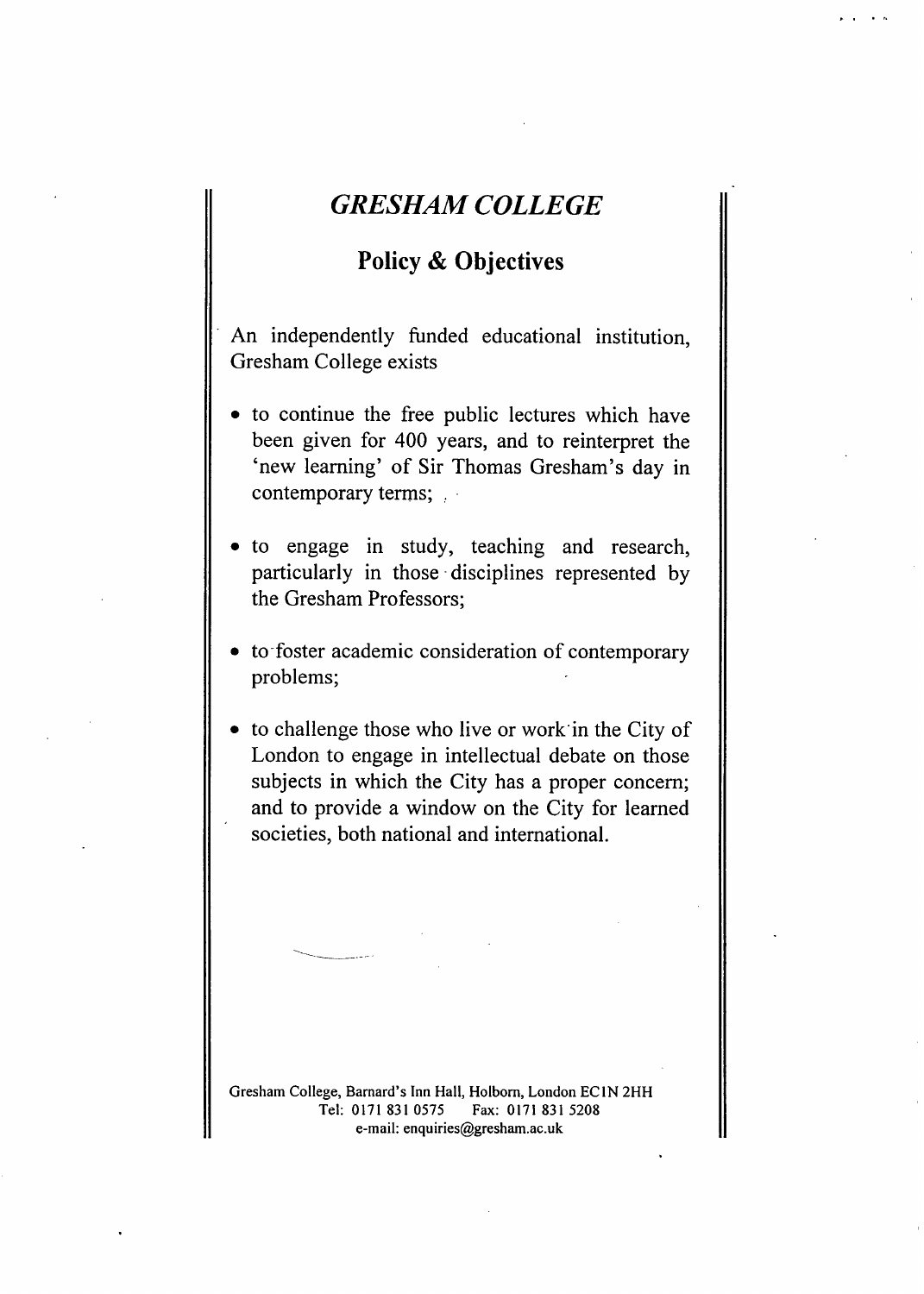# *GRESHAM COLLEGE*

## Policy & Objectives

An independently funded educational institution, Gresham College exists

- to continue the free public lectures which have been given for 400 years, and to reinterpret the 'new learning' of Sir Thomas Gresham's day in contemporary terms;
- to engage in study, teaching and research, particularly in those disciplines represented by the Gresham Professors;
- to foster academic consideration of contemporary problems;
- to challenge those who live or work in the City of London to engage in intellectual debate on those subjects in which the City has a proper concern; and to provide a window on the City for learned societies, both national and international.

Gresham College, Barnard's Inn Hall, Holborn, London EC1N 2HH
Tel: 0171 831 0575 Fax: 0171 831 5208
e-mail: enquiries@gresham.ac.uk